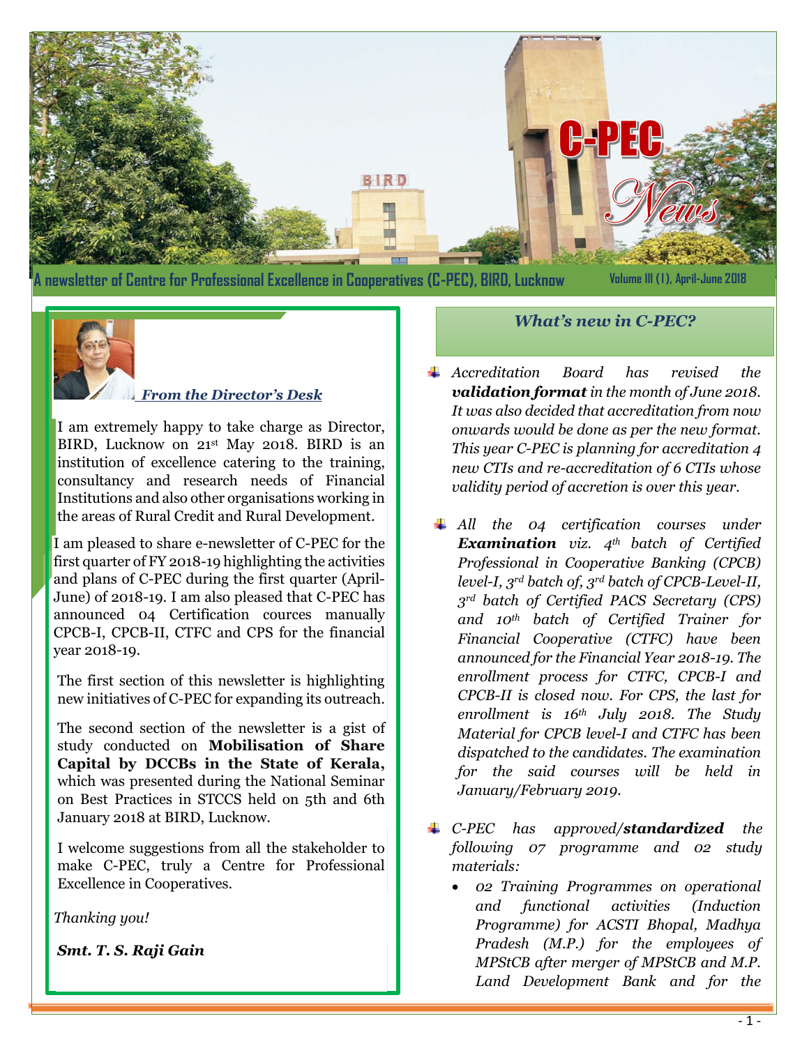# C-PEC News

A newsletter of Centre for Professional Excellence in Cooperatives (C-PEC), BIRD, Lucknow

Volume III (1), April-June 2018

## *From the Director's Desk*

I am extremely happy to take charge as Director, BIRD, Lucknow on 21st May 2018. BIRD is an institution of excellence catering to the training, consultancy and research needs of Financial Institutions and also other organisations working in the areas of Rural Credit and Rural Development.

I am pleased to share e-newsletter of C-PEC for the first quarter of FY 2018-19 highlighting the activities and plans of C-PEC during the first quarter (April-June) of 2018-19. I am also pleased that C-PEC has announced 04 Certification cources manually CPCB-I, CPCB-II, CTFC and CPS for the financial year 2018-19.

The first section of this newsletter is highlighting new initiatives of C-PEC for expanding its outreach.

The second section of the newsletter is a gist of study conducted on **Mobilisation of Share Capital by DCCBs in the State of Kerala,** which was presented during the National Seminar on Best Practices in STCCS held on 5th and 6th January 2018 at BIRD, Lucknow.

I welcome suggestions from all the stakeholder to make C-PEC, truly a Centre for Professional Excellence in Cooperatives.

*Thanking you!*

***Smt. T. S. Raji Gain***

## *What's new in C-PEC?*

- *Accreditation Board has revised the **validation format** in the month of June 2018. It was also decided that accreditation from now onwards would be done as per the new format. This year C-PEC is planning for accreditation 4 new CTIs and re-accreditation of 6 CTIs whose validity period of accretion is over this year.*

- *All the 04 certification courses under **Examination** viz. 4th batch of Certified Professional in Cooperative Banking (CPCB) level-I, 3rd batch of, 3rd batch of CPCB-Level-II, 3rd batch of Certified PACS Secretary (CPS) and 10th batch of Certified Trainer for Financial Cooperative (CTFC) have been announced for the Financial Year 2018-19. The enrollment process for CTFC, CPCB-I and CPCB-II is closed now. For CPS, the last for enrollment is 16th July 2018. The Study Material for CPCB level-I and CTFC has been dispatched to the candidates. The examination for the said courses will be held in January/February 2019.*

- *C-PEC has approved/**standardized** the following 07 programme and 02 study materials:*
  - *02 Training Programmes on operational and functional activities (Induction Programme) for ACSTI Bhopal, Madhya Pradesh (M.P.) for the employees of MPStCB after merger of MPStCB and M.P. Land Development Bank and for the*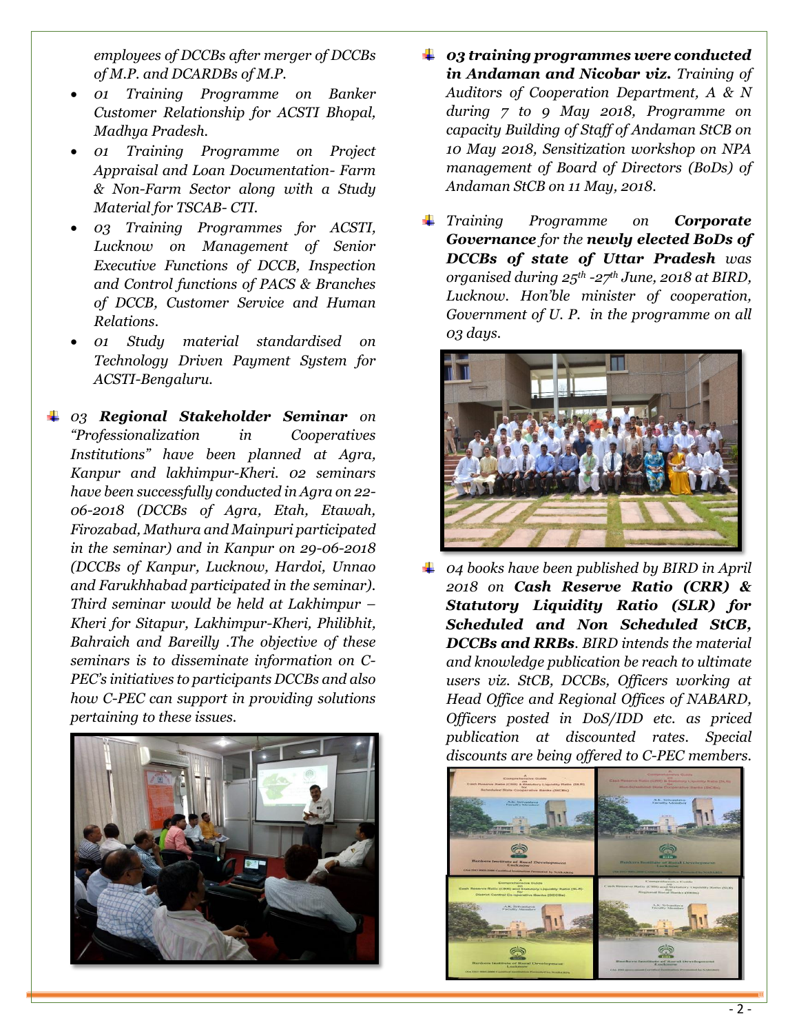*employees of DCCBs after merger of DCCBs of M.P. and DCARDBs of M.P.*

- *01 Training Programme on Banker Customer Relationship for ACSTI Bhopal, Madhya Pradesh.*
- *01 Training Programme on Project Appraisal and Loan Documentation- Farm & Non-Farm Sector along with a Study Material for TSCAB- CTI.*
- *03 Training Programmes for ACSTI, Lucknow on Management of Senior Executive Functions of DCCB, Inspection and Control functions of PACS & Branches of DCCB, Customer Service and Human Relations.*
- *01 Study material standardised on Technology Driven Payment System for ACSTI-Bengaluru.*

- *03 **Regional Stakeholder Seminar** on "Professionalization in Cooperatives Institutions" have been planned at Agra, Kanpur and lakhimpur-Kheri. 02 seminars have been successfully conducted in Agra on 22-06-2018 (DCCBs of Agra, Etah, Etawah, Firozabad, Mathura and Mainpuri participated in the seminar) and in Kanpur on 29-06-2018 (DCCBs of Kanpur, Lucknow, Hardoi, Unnao and Farukhhabad participated in the seminar). Third seminar would be held at Lakhimpur – Kheri for Sitapur, Lakhimpur-Kheri, Philibhit, Bahraich and Bareilly .The objective of these seminars is to disseminate information on C-PEC's initiatives to participants DCCBs and also how C-PEC can support in providing solutions pertaining to these issues.*

- ***03 training programmes were conducted in Andaman and Nicobar viz.** Training of Auditors of Cooperation Department, A & N during 7 to 9 May 2018, Programme on capacity Building of Staff of Andaman StCB on 10 May 2018, Sensitization workshop on NPA management of Board of Directors (BoDs) of Andaman StCB on 11 May, 2018.*

- *Training Programme on **Corporate Governance** for the **newly elected BoDs of DCCBs of state of Uttar Pradesh** was organised during 25th -27th June, 2018 at BIRD, Lucknow. Hon'ble minister of cooperation, Government of U. P. in the programme on all 03 days.*

- *04 books have been published by BIRD in April 2018 on **Cash Reserve Ratio (CRR) & Statutory Liquidity Ratio (SLR) for Scheduled and Non Scheduled StCB, DCCBs and RRBs**. BIRD intends the material and knowledge publication be reach to ultimate users viz. StCB, DCCBs, Officers working at Head Office and Regional Offices of NABARD, Officers posted in DoS/IDD etc. as priced publication at discounted rates. Special discounts are being offered to C-PEC members.*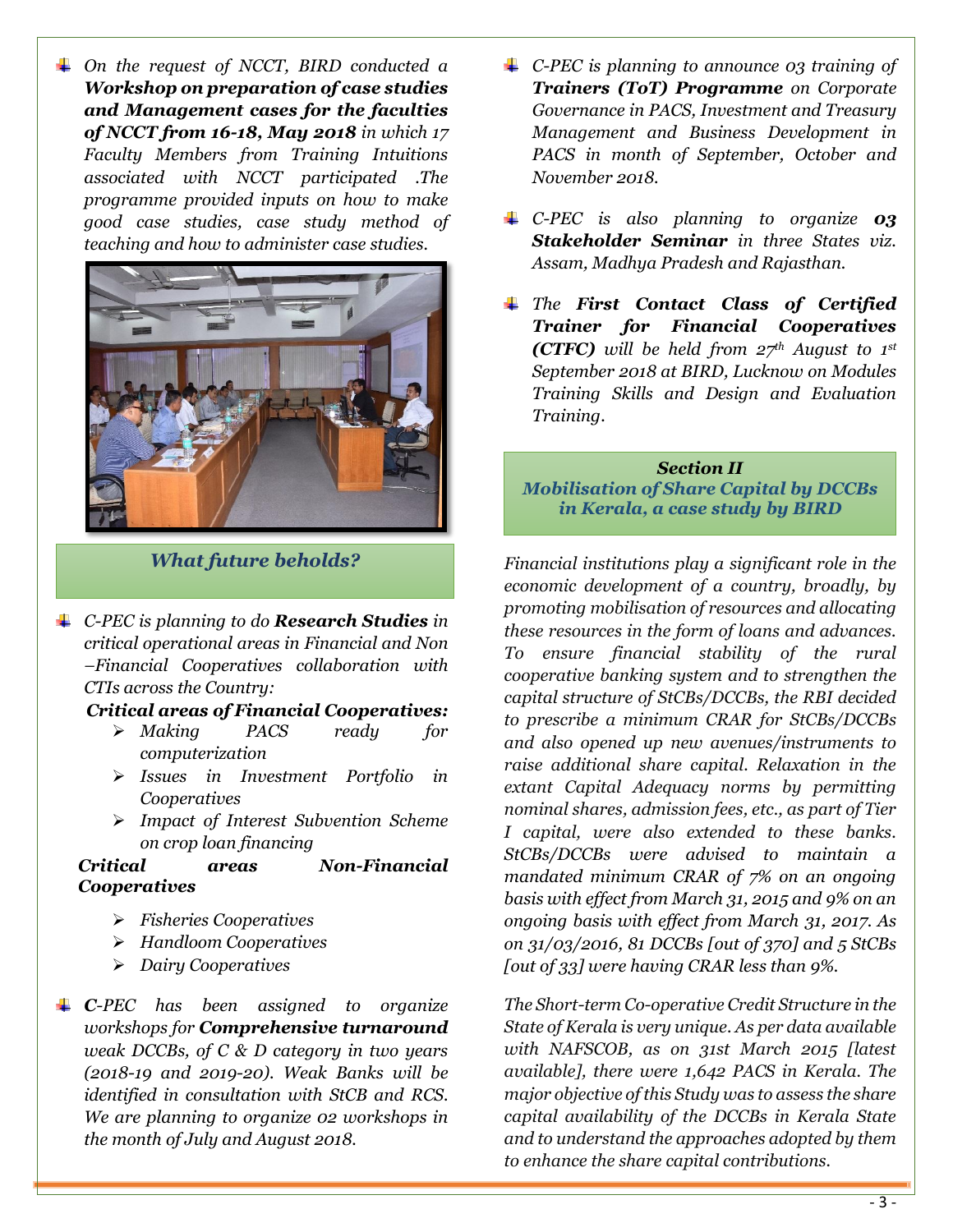- *On the request of NCCT, BIRD conducted a* ***Workshop on preparation of case studies and Management cases for the faculties of NCCT from 16-18, May 2018*** *in which 17 Faculty Members from Training Intuitions associated with NCCT participated .The programme provided inputs on how to make good case studies, case study method of teaching and how to administer case studies.*

## *What future beholds?*

- *C-PEC is planning to do* ***Research Studies*** *in critical operational areas in Financial and Non –Financial Cooperatives collaboration with CTIs across the Country:*

  ***Critical areas of Financial Cooperatives:***
  - *Making PACS ready for computerization*
  - *Issues in Investment Portfolio in Cooperatives*
  - *Impact of Interest Subvention Scheme on crop loan financing*

  ***Critical areas Non-Financial Cooperatives***
  - *Fisheries Cooperatives*
  - *Handloom Cooperatives*
  - *Dairy Cooperatives*

- ***C****-PEC has been assigned to organize workshops for* ***Comprehensive turnaround*** *weak DCCBs, of C & D category in two years (2018-19 and 2019-20). Weak Banks will be identified in consultation with StCB and RCS. We are planning to organize 02 workshops in the month of July and August 2018.*

- *C-PEC is planning to announce 03 training of* ***Trainers (ToT) Programme*** *on Corporate Governance in PACS, Investment and Treasury Management and Business Development in PACS in month of September, October and November 2018.*

- *C-PEC is also planning to organize* ***03 Stakeholder Seminar*** *in three States viz. Assam, Madhya Pradesh and Rajasthan.*

- *The* ***First Contact Class of Certified Trainer for Financial Cooperatives (CTFC)*** *will be held from 27th August to 1st September 2018 at BIRD, Lucknow on Modules Training Skills and Design and Evaluation Training.*

## *Section II*
## *Mobilisation of Share Capital by DCCBs in Kerala, a case study by BIRD*

*Financial institutions play a significant role in the economic development of a country, broadly, by promoting mobilisation of resources and allocating these resources in the form of loans and advances. To ensure financial stability of the rural cooperative banking system and to strengthen the capital structure of StCBs/DCCBs, the RBI decided to prescribe a minimum CRAR for StCBs/DCCBs and also opened up new avenues/instruments to raise additional share capital. Relaxation in the extant Capital Adequacy norms by permitting nominal shares, admission fees, etc., as part of Tier I capital, were also extended to these banks. StCBs/DCCBs were advised to maintain a mandated minimum CRAR of 7% on an ongoing basis with effect from March 31, 2015 and 9% on an ongoing basis with effect from March 31, 2017. As on 31/03/2016, 81 DCCBs [out of 370] and 5 StCBs [out of 33] were having CRAR less than 9%.*

*The Short-term Co-operative Credit Structure in the State of Kerala is very unique. As per data available with NAFSCOB, as on 31st March 2015 [latest available], there were 1,642 PACS in Kerala. The major objective of this Study was to assess the share capital availability of the DCCBs in Kerala State and to understand the approaches adopted by them to enhance the share capital contributions.*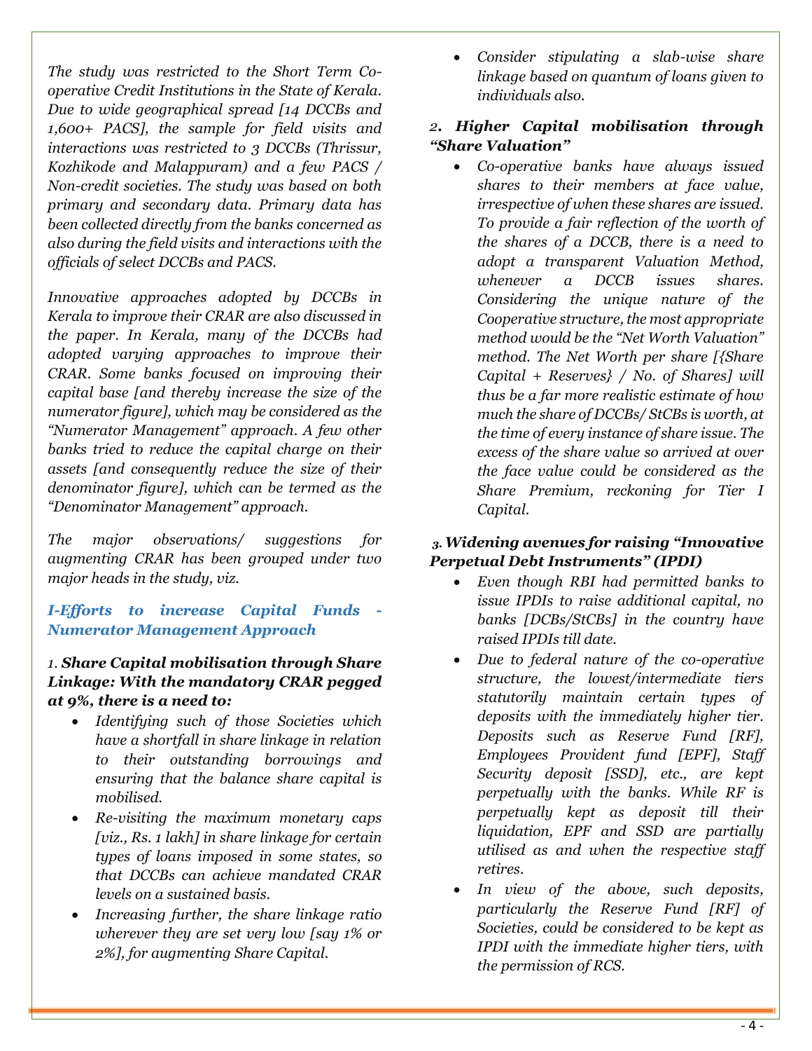*The study was restricted to the Short Term Co-operative Credit Institutions in the State of Kerala. Due to wide geographical spread [14 DCCBs and 1,600+ PACS], the sample for field visits and interactions was restricted to 3 DCCBs (Thrissur, Kozhikode and Malappuram) and a few PACS / Non-credit societies. The study was based on both primary and secondary data. Primary data has been collected directly from the banks concerned as also during the field visits and interactions with the officials of select DCCBs and PACS.*

*Innovative approaches adopted by DCCBs in Kerala to improve their CRAR are also discussed in the paper. In Kerala, many of the DCCBs had adopted varying approaches to improve their CRAR. Some banks focused on improving their capital base [and thereby increase the size of the numerator figure], which may be considered as the "Numerator Management" approach. A few other banks tried to reduce the capital charge on their assets [and consequently reduce the size of their denominator figure], which can be termed as the "Denominator Management" approach.*

*The major observations/ suggestions for augmenting CRAR has been grouped under two major heads in the study, viz.*

### *I-Efforts to increase Capital Funds - Numerator Management Approach*

***1. Share Capital mobilisation through Share Linkage: With the mandatory CRAR pegged at 9%, there is a need to:***

- *Identifying such of those Societies which have a shortfall in share linkage in relation to their outstanding borrowings and ensuring that the balance share capital is mobilised.*
- *Re-visiting the maximum monetary caps [viz., Rs. 1 lakh] in share linkage for certain types of loans imposed in some states, so that DCCBs can achieve mandated CRAR levels on a sustained basis.*
- *Increasing further, the share linkage ratio wherever they are set very low [say 1% or 2%], for augmenting Share Capital.*
- *Consider stipulating a slab-wise share linkage based on quantum of loans given to individuals also.*

***2. Higher Capital mobilisation through "Share Valuation"***

- *Co-operative banks have always issued shares to their members at face value, irrespective of when these shares are issued. To provide a fair reflection of the worth of the shares of a DCCB, there is a need to adopt a transparent Valuation Method, whenever a DCCB issues shares. Considering the unique nature of the Cooperative structure, the most appropriate method would be the "Net Worth Valuation" method. The Net Worth per share [{Share Capital + Reserves} / No. of Shares] will thus be a far more realistic estimate of how much the share of DCCBs/ StCBs is worth, at the time of every instance of share issue. The excess of the share value so arrived at over the face value could be considered as the Share Premium, reckoning for Tier I Capital.*

***3. Widening avenues for raising "Innovative Perpetual Debt Instruments" (IPDI)***

- *Even though RBI had permitted banks to issue IPDIs to raise additional capital, no banks [DCBs/StCBs] in the country have raised IPDIs till date.*
- *Due to federal nature of the co-operative structure, the lowest/intermediate tiers statutorily maintain certain types of deposits with the immediately higher tier. Deposits such as Reserve Fund [RF], Employees Provident fund [EPF], Staff Security deposit [SSD], etc., are kept perpetually with the banks. While RF is perpetually kept as deposit till their liquidation, EPF and SSD are partially utilised as and when the respective staff retires.*
- *In view of the above, such deposits, particularly the Reserve Fund [RF] of Societies, could be considered to be kept as IPDI with the immediate higher tiers, with the permission of RCS.*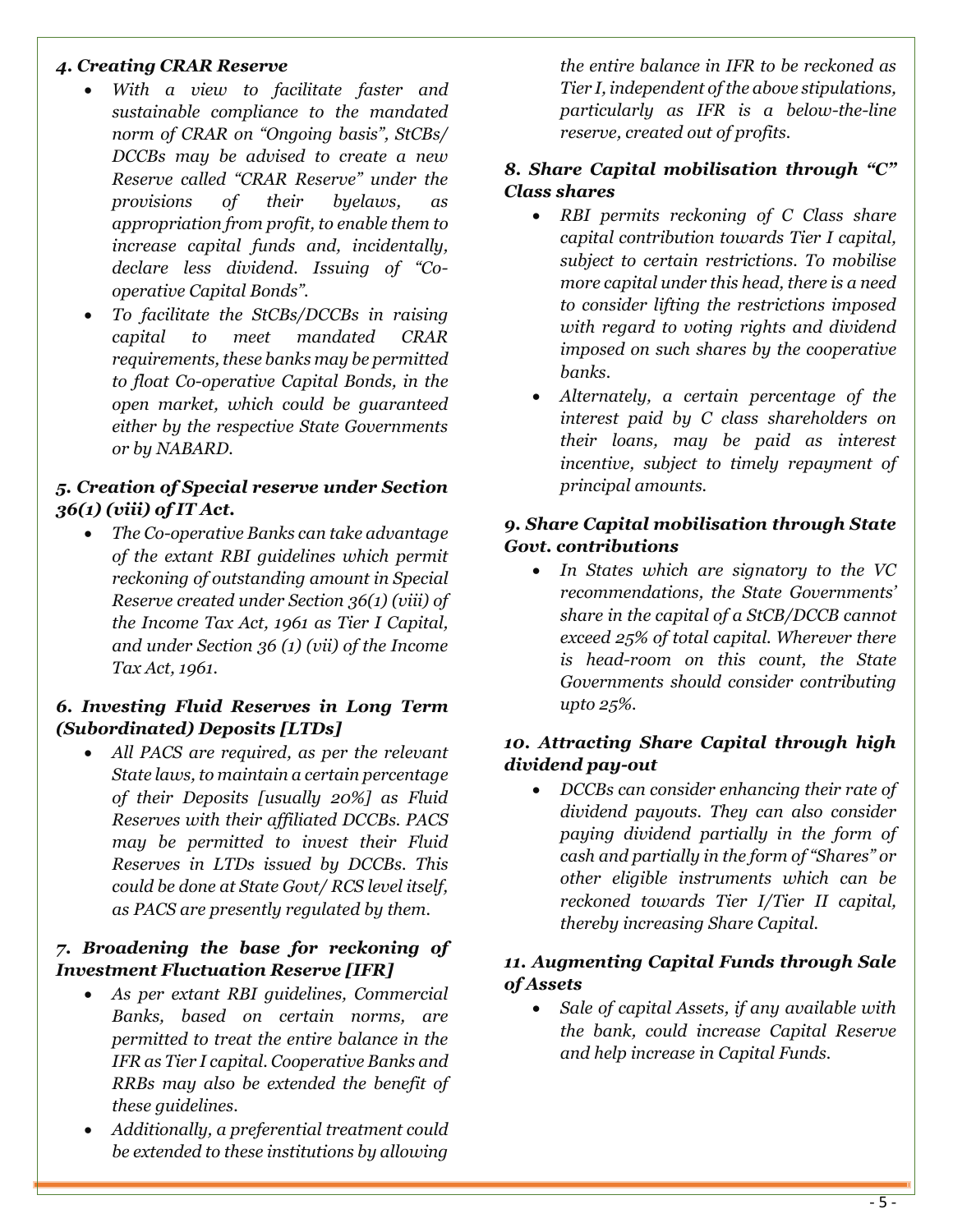### *4. Creating CRAR Reserve*

- *With a view to facilitate faster and sustainable compliance to the mandated norm of CRAR on "Ongoing basis", StCBs/ DCCBs may be advised to create a new Reserve called "CRAR Reserve" under the provisions of their byelaws, as appropriation from profit, to enable them to increase capital funds and, incidentally, declare less dividend. Issuing of "Co-operative Capital Bonds".*
- *To facilitate the StCBs/DCCBs in raising capital to meet mandated CRAR requirements, these banks may be permitted to float Co-operative Capital Bonds, in the open market, which could be guaranteed either by the respective State Governments or by NABARD.*

### *5. Creation of Special reserve under Section 36(1) (viii) of IT Act.*

- *The Co-operative Banks can take advantage of the extant RBI guidelines which permit reckoning of outstanding amount in Special Reserve created under Section 36(1) (viii) of the Income Tax Act, 1961 as Tier I Capital, and under Section 36 (1) (vii) of the Income Tax Act, 1961.*

### *6. Investing Fluid Reserves in Long Term (Subordinated) Deposits [LTDs]*

- *All PACS are required, as per the relevant State laws, to maintain a certain percentage of their Deposits [usually 20%] as Fluid Reserves with their affiliated DCCBs. PACS may be permitted to invest their Fluid Reserves in LTDs issued by DCCBs. This could be done at State Govt/ RCS level itself, as PACS are presently regulated by them.*

### *7. Broadening the base for reckoning of Investment Fluctuation Reserve [IFR]*

- *As per extant RBI guidelines, Commercial Banks, based on certain norms, are permitted to treat the entire balance in the IFR as Tier I capital. Cooperative Banks and RRBs may also be extended the benefit of these guidelines.*
- *Additionally, a preferential treatment could be extended to these institutions by allowing the entire balance in IFR to be reckoned as Tier I, independent of the above stipulations, particularly as IFR is a below-the-line reserve, created out of profits.*

### *8. Share Capital mobilisation through "C" Class shares*

- *RBI permits reckoning of C Class share capital contribution towards Tier I capital, subject to certain restrictions. To mobilise more capital under this head, there is a need to consider lifting the restrictions imposed with regard to voting rights and dividend imposed on such shares by the cooperative banks.*
- *Alternately, a certain percentage of the interest paid by C class shareholders on their loans, may be paid as interest incentive, subject to timely repayment of principal amounts.*

### *9. Share Capital mobilisation through State Govt. contributions*

- *In States which are signatory to the VC recommendations, the State Governments' share in the capital of a StCB/DCCB cannot exceed 25% of total capital. Wherever there is head-room on this count, the State Governments should consider contributing upto 25%.*

### *10. Attracting Share Capital through high dividend pay-out*

- *DCCBs can consider enhancing their rate of dividend payouts. They can also consider paying dividend partially in the form of cash and partially in the form of "Shares" or other eligible instruments which can be reckoned towards Tier I/Tier II capital, thereby increasing Share Capital.*

### *11. Augmenting Capital Funds through Sale of Assets*

- *Sale of capital Assets, if any available with the bank, could increase Capital Reserve and help increase in Capital Funds.*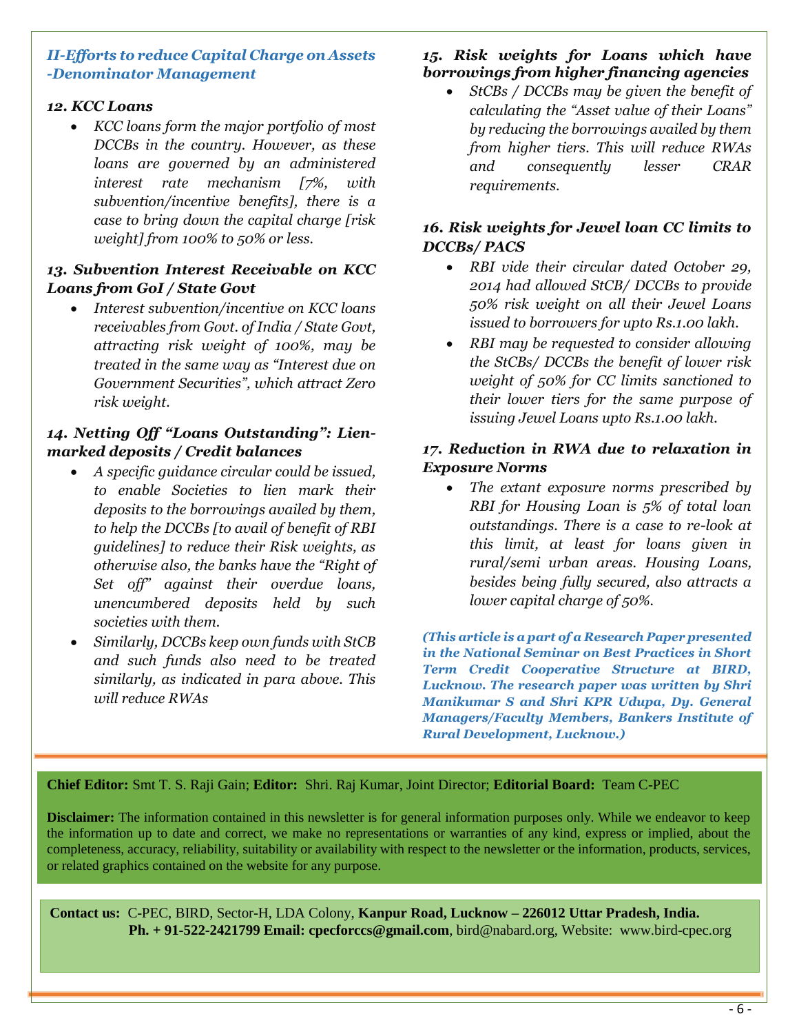## *II-Efforts to reduce Capital Charge on Assets -Denominator Management*

### *12. KCC Loans*

- *KCC loans form the major portfolio of most DCCBs in the country. However, as these loans are governed by an administered interest rate mechanism [7%, with subvention/incentive benefits], there is a case to bring down the capital charge [risk weight] from 100% to 50% or less.*

### *13. Subvention Interest Receivable on KCC Loans from GoI / State Govt*

- *Interest subvention/incentive on KCC loans receivables from Govt. of India / State Govt, attracting risk weight of 100%, may be treated in the same way as "Interest due on Government Securities", which attract Zero risk weight.*

### *14. Netting Off "Loans Outstanding": Lien-marked deposits / Credit balances*

- *A specific guidance circular could be issued, to enable Societies to lien mark their deposits to the borrowings availed by them, to help the DCCBs [to avail of benefit of RBI guidelines] to reduce their Risk weights, as otherwise also, the banks have the "Right of Set off" against their overdue loans, unencumbered deposits held by such societies with them.*
- *Similarly, DCCBs keep own funds with StCB and such funds also need to be treated similarly, as indicated in para above. This will reduce RWAs*

### *15. Risk weights for Loans which have borrowings from higher financing agencies*

- *StCBs / DCCBs may be given the benefit of calculating the "Asset value of their Loans" by reducing the borrowings availed by them from higher tiers. This will reduce RWAs and consequently lesser CRAR requirements.*

### *16. Risk weights for Jewel loan CC limits to DCCBs/ PACS*

- *RBI vide their circular dated October 29, 2014 had allowed StCB/ DCCBs to provide 50% risk weight on all their Jewel Loans issued to borrowers for upto Rs.1.00 lakh.*
- *RBI may be requested to consider allowing the StCBs/ DCCBs the benefit of lower risk weight of 50% for CC limits sanctioned to their lower tiers for the same purpose of issuing Jewel Loans upto Rs.1.00 lakh.*

### *17. Reduction in RWA due to relaxation in Exposure Norms*

- *The extant exposure norms prescribed by RBI for Housing Loan is 5% of total loan outstandings. There is a case to re-look at this limit, at least for loans given in rural/semi urban areas. Housing Loans, besides being fully secured, also attracts a lower capital charge of 50%.*

***(This article is a part of a Research Paper presented in the National Seminar on Best Practices in Short Term Credit Cooperative Structure at BIRD, Lucknow. The research paper was written by Shri Manikumar S and Shri KPR Udupa, Dy. General Managers/Faculty Members, Bankers Institute of Rural Development, Lucknow.)***

---

**Chief Editor:** Smt T. S. Raji Gain; **Editor:** Shri. Raj Kumar, Joint Director; **Editorial Board:** Team C-PEC

**Disclaimer:** The information contained in this newsletter is for general information purposes only. While we endeavor to keep the information up to date and correct, we make no representations or warranties of any kind, express or implied, about the completeness, accuracy, reliability, suitability or availability with respect to the newsletter or the information, products, services, or related graphics contained on the website for any purpose.

**Contact us:** C-PEC, BIRD, Sector-H, LDA Colony, **Kanpur Road, Lucknow – 226012 Uttar Pradesh, India.**
**Ph. + 91-522-2421799 Email: cpecforccs@gmail.com**, bird@nabard.org, Website: www.bird-cpec.org